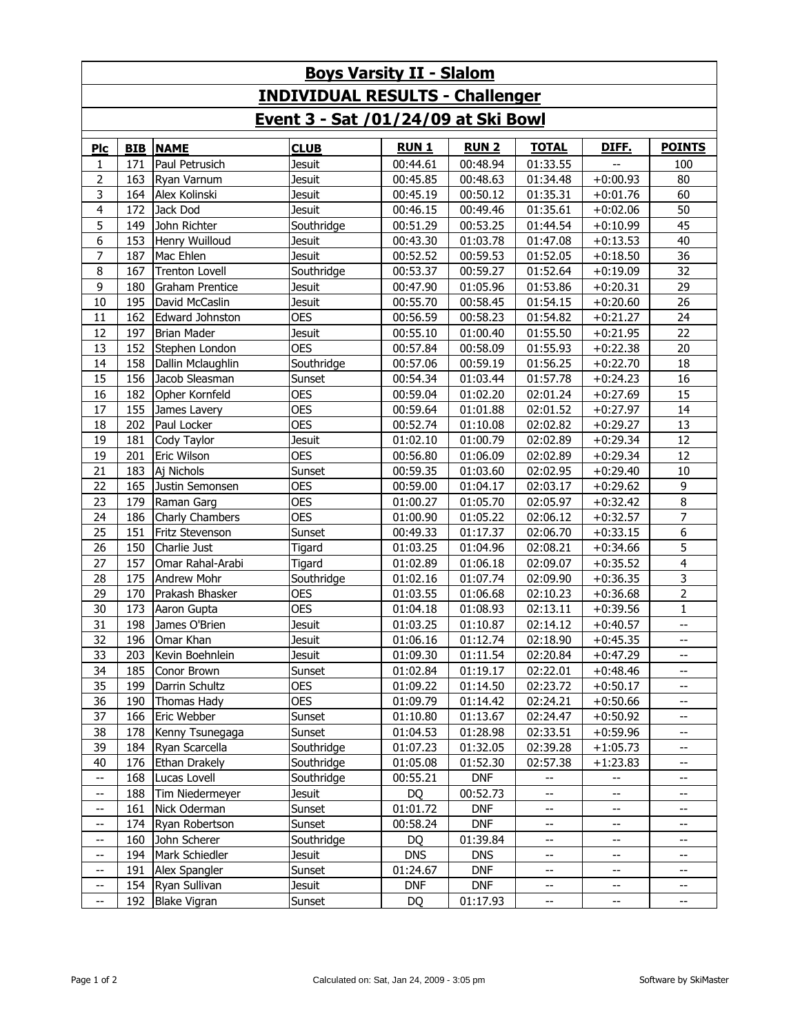# Boys Varsity II - Slalom

## INDIVIDUAL RESULTS - Challenger

## Event 3 - Sat /01/24/09 at Ski Bowl

| Plc | BIB | NAME | CLUB | RUN 1 | RUN 2 | TOTAL | DIFF. | POINTS |
|---|---|---|---|---|---|---|---|---|
| 1 | 171 | Paul Petrusich | Jesuit | 00:44.61 | 00:48.94 | 01:33.55 | -- | 100 |
| 2 | 163 | Ryan Varnum | Jesuit | 00:45.85 | 00:48.63 | 01:34.48 | +0:00.93 | 80 |
| 3 | 164 | Alex Kolinski | Jesuit | 00:45.19 | 00:50.12 | 01:35.31 | +0:01.76 | 60 |
| 4 | 172 | Jack Dod | Jesuit | 00:46.15 | 00:49.46 | 01:35.61 | +0:02.06 | 50 |
| 5 | 149 | John Richter | Southridge | 00:51.29 | 00:53.25 | 01:44.54 | +0:10.99 | 45 |
| 6 | 153 | Henry Wuilloud | Jesuit | 00:43.30 | 01:03.78 | 01:47.08 | +0:13.53 | 40 |
| 7 | 187 | Mac Ehlen | Jesuit | 00:52.52 | 00:59.53 | 01:52.05 | +0:18.50 | 36 |
| 8 | 167 | Trenton Lovell | Southridge | 00:53.37 | 00:59.27 | 01:52.64 | +0:19.09 | 32 |
| 9 | 180 | Graham Prentice | Jesuit | 00:47.90 | 01:05.96 | 01:53.86 | +0:20.31 | 29 |
| 10 | 195 | David McCaslin | Jesuit | 00:55.70 | 00:58.45 | 01:54.15 | +0:20.60 | 26 |
| 11 | 162 | Edward Johnston | OES | 00:56.59 | 00:58.23 | 01:54.82 | +0:21.27 | 24 |
| 12 | 197 | Brian Mader | Jesuit | 00:55.10 | 01:00.40 | 01:55.50 | +0:21.95 | 22 |
| 13 | 152 | Stephen London | OES | 00:57.84 | 00:58.09 | 01:55.93 | +0:22.38 | 20 |
| 14 | 158 | Dallin Mclaughlin | Southridge | 00:57.06 | 00:59.19 | 01:56.25 | +0:22.70 | 18 |
| 15 | 156 | Jacob Sleasman | Sunset | 00:54.34 | 01:03.44 | 01:57.78 | +0:24.23 | 16 |
| 16 | 182 | Opher Kornfeld | OES | 00:59.04 | 01:02.20 | 02:01.24 | +0:27.69 | 15 |
| 17 | 155 | James Lavery | OES | 00:59.64 | 01:01.88 | 02:01.52 | +0:27.97 | 14 |
| 18 | 202 | Paul Locker | OES | 00:52.74 | 01:10.08 | 02:02.82 | +0:29.27 | 13 |
| 19 | 181 | Cody Taylor | Jesuit | 01:02.10 | 01:00.79 | 02:02.89 | +0:29.34 | 12 |
| 19 | 201 | Eric Wilson | OES | 00:56.80 | 01:06.09 | 02:02.89 | +0:29.34 | 12 |
| 21 | 183 | Aj Nichols | Sunset | 00:59.35 | 01:03.60 | 02:02.95 | +0:29.40 | 10 |
| 22 | 165 | Justin Semonsen | OES | 00:59.00 | 01:04.17 | 02:03.17 | +0:29.62 | 9 |
| 23 | 179 | Raman Garg | OES | 01:00.27 | 01:05.70 | 02:05.97 | +0:32.42 | 8 |
| 24 | 186 | Charly Chambers | OES | 01:00.90 | 01:05.22 | 02:06.12 | +0:32.57 | 7 |
| 25 | 151 | Fritz Stevenson | Sunset | 00:49.33 | 01:17.37 | 02:06.70 | +0:33.15 | 6 |
| 26 | 150 | Charlie Just | Tigard | 01:03.25 | 01:04.96 | 02:08.21 | +0:34.66 | 5 |
| 27 | 157 | Omar Rahal-Arabi | Tigard | 01:02.89 | 01:06.18 | 02:09.07 | +0:35.52 | 4 |
| 28 | 175 | Andrew Mohr | Southridge | 01:02.16 | 01:07.74 | 02:09.90 | +0:36.35 | 3 |
| 29 | 170 | Prakash Bhasker | OES | 01:03.55 | 01:06.68 | 02:10.23 | +0:36.68 | 2 |
| 30 | 173 | Aaron Gupta | OES | 01:04.18 | 01:08.93 | 02:13.11 | +0:39.56 | 1 |
| 31 | 198 | James O'Brien | Jesuit | 01:03.25 | 01:10.87 | 02:14.12 | +0:40.57 | -- |
| 32 | 196 | Omar Khan | Jesuit | 01:06.16 | 01:12.74 | 02:18.90 | +0:45.35 | -- |
| 33 | 203 | Kevin Boehnlein | Jesuit | 01:09.30 | 01:11.54 | 02:20.84 | +0:47.29 | -- |
| 34 | 185 | Conor Brown | Sunset | 01:02.84 | 01:19.17 | 02:22.01 | +0:48.46 | -- |
| 35 | 199 | Darrin Schultz | OES | 01:09.22 | 01:14.50 | 02:23.72 | +0:50.17 | -- |
| 36 | 190 | Thomas Hady | OES | 01:09.79 | 01:14.42 | 02:24.21 | +0:50.66 | -- |
| 37 | 166 | Eric Webber | Sunset | 01:10.80 | 01:13.67 | 02:24.47 | +0:50.92 | -- |
| 38 | 178 | Kenny Tsunegaga | Sunset | 01:04.53 | 01:28.98 | 02:33.51 | +0:59.96 | -- |
| 39 | 184 | Ryan Scarcella | Southridge | 01:07.23 | 01:32.05 | 02:39.28 | +1:05.73 | -- |
| 40 | 176 | Ethan Drakely | Southridge | 01:05.08 | 01:52.30 | 02:57.38 | +1:23.83 | -- |
| -- | 168 | Lucas Lovell | Southridge | 00:55.21 | DNF | -- | -- | -- |
| -- | 188 | Tim Niedermeyer | Jesuit | DQ | 00:52.73 | -- | -- | -- |
| -- | 161 | Nick Oderman | Sunset | 01:01.72 | DNF | -- | -- | -- |
| -- | 174 | Ryan Robertson | Sunset | 00:58.24 | DNF | -- | -- | -- |
| -- | 160 | John Scherer | Southridge | DQ | 01:39.84 | -- | -- | -- |
| -- | 194 | Mark Schiedler | Jesuit | DNS | DNS | -- | -- | -- |
| -- | 191 | Alex Spangler | Sunset | 01:24.67 | DNF | -- | -- | -- |
| -- | 154 | Ryan Sullivan | Jesuit | DNF | DNF | -- | -- | -- |
| -- | 192 | Blake Vigran | Sunset | DQ | 01:17.93 | -- | -- | -- |

Calculated on: Sat, Jan 24, 2009 - 3:05 pm

Software by SkiMaster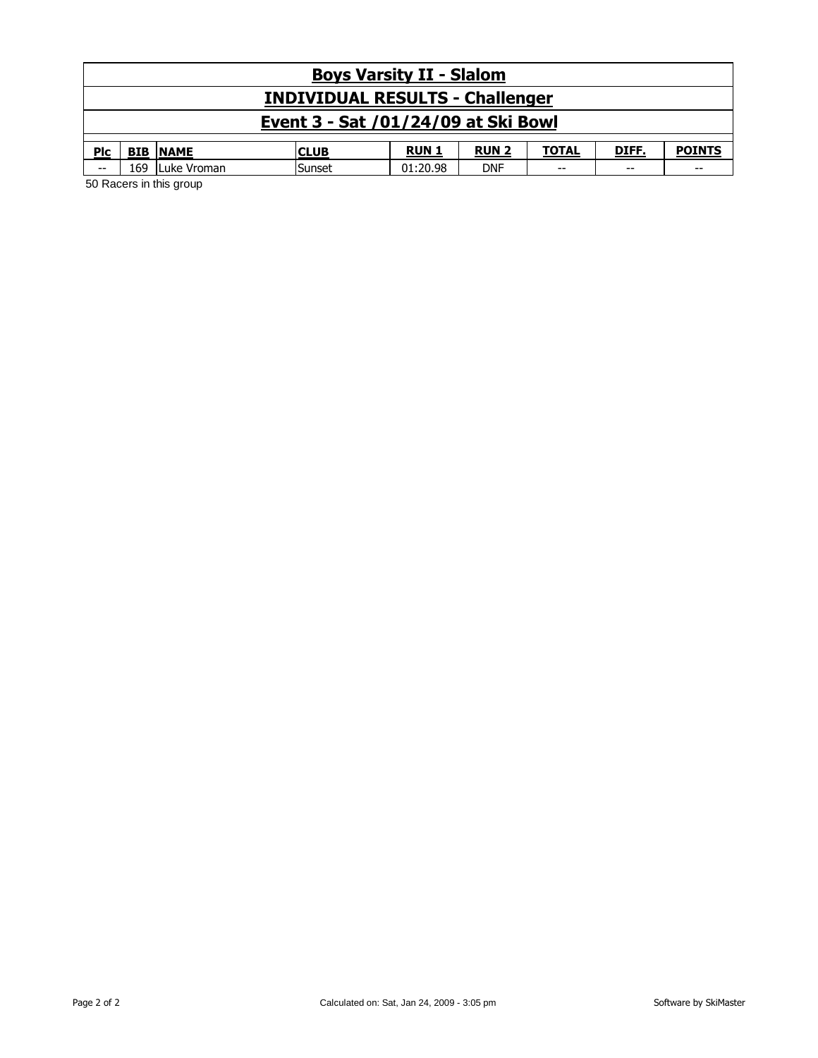# Boys Varsity II - Slalom

## INDIVIDUAL RESULTS - Challenger

## Event 3 - Sat /01/24/09 at Ski Bowl

| Plc | BIB | NAME | CLUB | RUN 1 | RUN 2 | TOTAL | DIFF. | POINTS |
|---|---|---|---|---|---|---|---|---|
| -- | 169 | Luke Vroman | Sunset | 01:20.98 | DNF | -- | -- | -- |

50 Racers in this group

Calculated on: Sat, Jan 24, 2009 - 3:05 pm

Software by SkiMaster